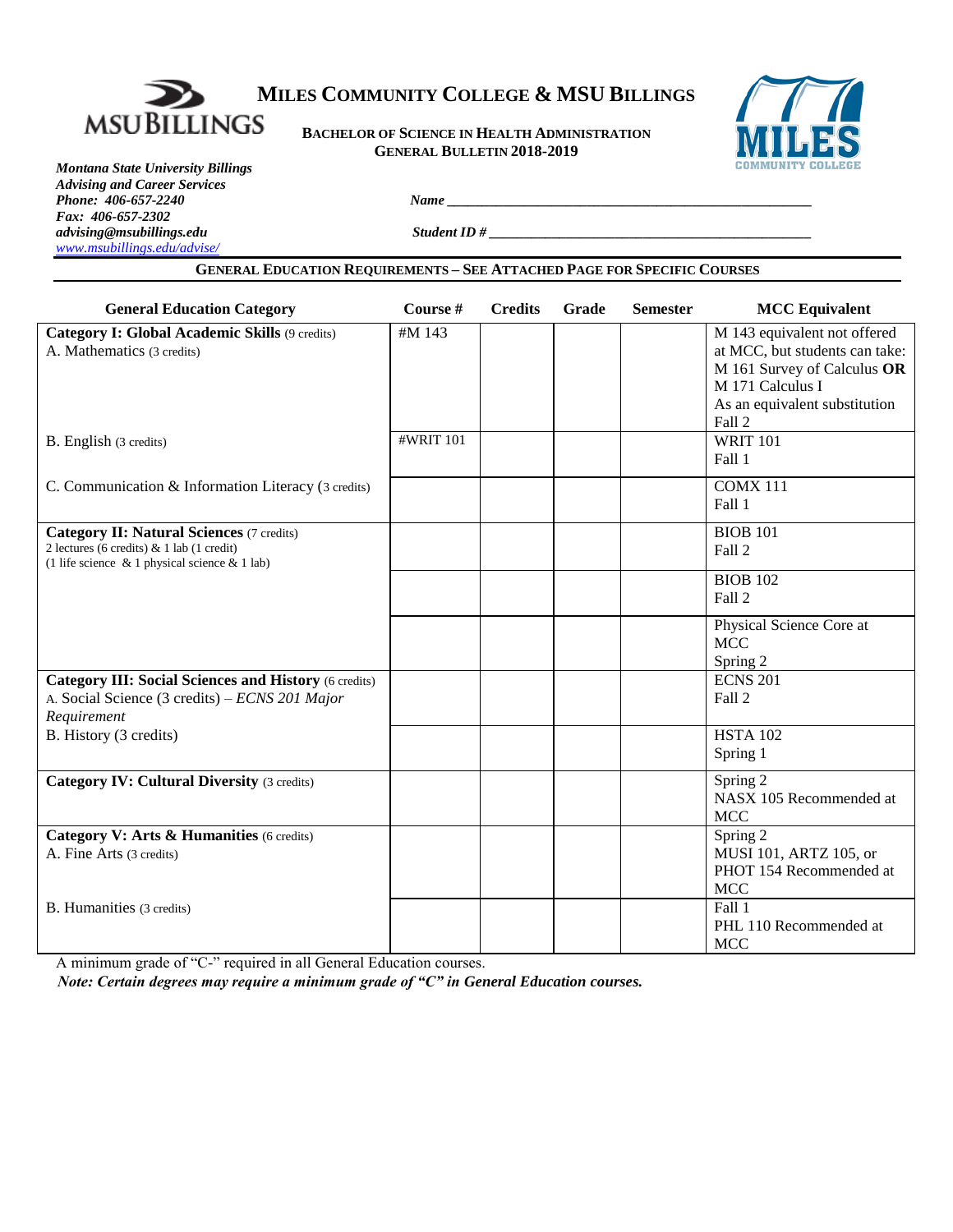# Miles Community College & MSU Billings

**Bachelor of Science in Health Administration**
**General Bulletin 2018-2019**

*Montana State University Billings*
*Advising and Career Services*
*Phone: 406-657-2240*
*Fax: 406-657-2302*
*advising@msubillings.edu*
*www.msubillings.edu/advise/*

*Name* ______________________________

*Student ID #* ______________________________

**General Education Requirements – See Attached Page for Specific Courses**

| General Education Category | Course # | Credits | Grade | Semester | MCC Equivalent |
|---|---|---|---|---|---|
| **Category I: Global Academic Skills** (9 credits)<br>A. Mathematics (3 credits) | #M 143 | | | | M 143 equivalent not offered at MCC, but students can take: M 161 Survey of Calculus **OR** M 171 Calculus I As an equivalent substitution<br>Fall 2 |
| B. English (3 credits) | #WRIT 101 | | | | WRIT 101<br>Fall 1 |
| C. Communication & Information Literacy (3 credits) | | | | | COMX 111<br>Fall 1 |
| **Category II: Natural Sciences** (7 credits)<br>2 lectures (6 credits) & 1 lab (1 credit)<br>(1 life science & 1 physical science & 1 lab) | | | | | BIOB 101<br>Fall 2 |
| | | | | | BIOB 102<br>Fall 2 |
| | | | | | Physical Science Core at MCC<br>Spring 2 |
| **Category III: Social Sciences and History** (6 credits)<br>A. Social Science (3 credits) – *ECNS 201 Major Requirement* | | | | | ECNS 201<br>Fall 2 |
| B. History (3 credits) | | | | | HSTA 102<br>Spring 1 |
| **Category IV: Cultural Diversity** (3 credits) | | | | | Spring 2<br>NASX 105 Recommended at MCC |
| **Category V: Arts & Humanities** (6 credits)<br>A. Fine Arts (3 credits) | | | | | Spring 2<br>MUSI 101, ARTZ 105, or PHOT 154 Recommended at MCC |
| B. Humanities (3 credits) | | | | | Fall 1<br>PHL 110 Recommended at MCC |

A minimum grade of "C-" required in all General Education courses.

***Note: Certain degrees may require a minimum grade of "C" in General Education courses.***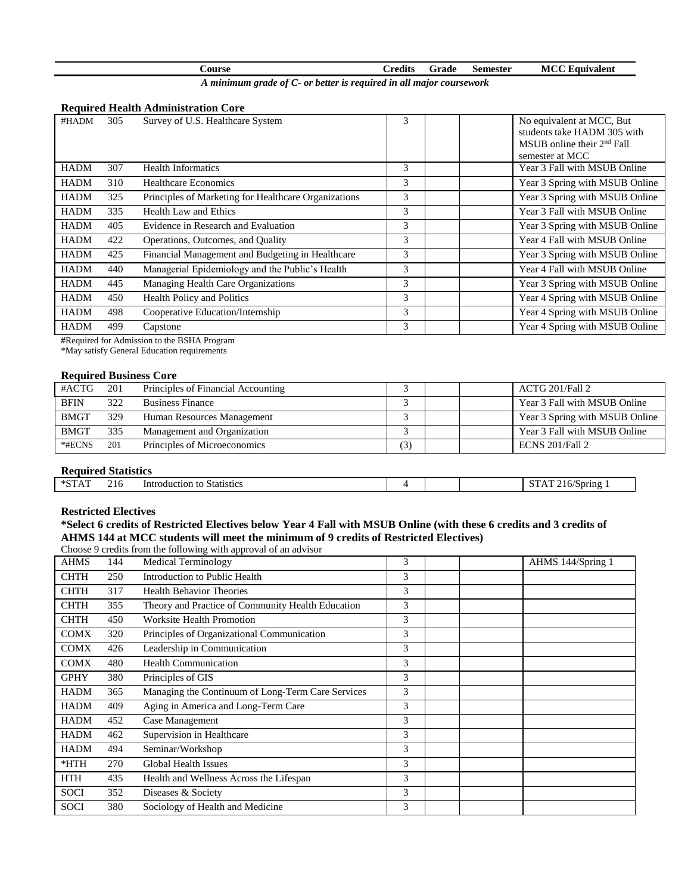| Course | | | Credits | Grade | Semester | MCC Equivalent |
|---|---|---|---|---|---|---|

***A minimum grade of C- or better is required in all major coursework***

**Required Health Administration Core**

| | | | Credits | Grade | Semester | MCC Equivalent |
|---|---|---|---|---|---|---|
| #HADM | 305 | Survey of U.S. Healthcare System | 3 | | | No equivalent at MCC, But students take HADM 305 with MSUB online their 2nd Fall semester at MCC |
| HADM | 307 | Health Informatics | 3 | | | Year 3 Fall with MSUB Online |
| HADM | 310 | Healthcare Economics | 3 | | | Year 3 Spring with MSUB Online |
| HADM | 325 | Principles of Marketing for Healthcare Organizations | 3 | | | Year 3 Spring with MSUB Online |
| HADM | 335 | Health Law and Ethics | 3 | | | Year 3 Fall with MSUB Online |
| HADM | 405 | Evidence in Research and Evaluation | 3 | | | Year 3 Spring with MSUB Online |
| HADM | 422 | Operations, Outcomes, and Quality | 3 | | | Year 4 Fall with MSUB Online |
| HADM | 425 | Financial Management and Budgeting in Healthcare | 3 | | | Year 3 Spring with MSUB Online |
| HADM | 440 | Managerial Epidemiology and the Public's Health | 3 | | | Year 4 Fall with MSUB Online |
| HADM | 445 | Managing Health Care Organizations | 3 | | | Year 3 Spring with MSUB Online |
| HADM | 450 | Health Policy and Politics | 3 | | | Year 4 Spring with MSUB Online |
| HADM | 498 | Cooperative Education/Internship | 3 | | | Year 4 Spring with MSUB Online |
| HADM | 499 | Capstone | 3 | | | Year 4 Spring with MSUB Online |

#Required for Admission to the BSHA Program
*May satisfy General Education requirements

**Required Business Core**

| | | | Credits | Grade | Semester | MCC Equivalent |
|---|---|---|---|---|---|---|
| #ACTG | 201 | Principles of Financial Accounting | 3 | | | ACTG 201/Fall 2 |
| BFIN | 322 | Business Finance | 3 | | | Year 3 Fall with MSUB Online |
| BMGT | 329 | Human Resources Management | 3 | | | Year 3 Spring with MSUB Online |
| BMGT | 335 | Management and Organization | 3 | | | Year 3 Fall with MSUB Online |
| *#ECNS | 201 | Principles of Microeconomics | (3) | | | ECNS 201/Fall 2 |

**Required Statistics**

| | | | Credits | Grade | Semester | MCC Equivalent |
|---|---|---|---|---|---|---|
| *STAT | 216 | Introduction to Statistics | 4 | | | STAT 216/Spring 1 |

**Restricted Electives**

**\*Select 6 credits of Restricted Electives below Year 4 Fall with MSUB Online (with these 6 credits and 3 credits of AHMS 144 at MCC students will meet the minimum of 9 credits of Restricted Electives)**

Choose 9 credits from the following with approval of an advisor

| | | | Credits | Grade | Semester | MCC Equivalent |
|---|---|---|---|---|---|---|
| AHMS | 144 | Medical Terminology | 3 | | | AHMS 144/Spring 1 |
| CHTH | 250 | Introduction to Public Health | 3 | | | |
| CHTH | 317 | Health Behavior Theories | 3 | | | |
| CHTH | 355 | Theory and Practice of Community Health Education | 3 | | | |
| CHTH | 450 | Worksite Health Promotion | 3 | | | |
| COMX | 320 | Principles of Organizational Communication | 3 | | | |
| COMX | 426 | Leadership in Communication | 3 | | | |
| COMX | 480 | Health Communication | 3 | | | |
| GPHY | 380 | Principles of GIS | 3 | | | |
| HADM | 365 | Managing the Continuum of Long-Term Care Services | 3 | | | |
| HADM | 409 | Aging in America and Long-Term Care | 3 | | | |
| HADM | 452 | Case Management | 3 | | | |
| HADM | 462 | Supervision in Healthcare | 3 | | | |
| HADM | 494 | Seminar/Workshop | 3 | | | |
| *HTH | 270 | Global Health Issues | 3 | | | |
| HTH | 435 | Health and Wellness Across the Lifespan | 3 | | | |
| SOCI | 352 | Diseases & Society | 3 | | | |
| SOCI | 380 | Sociology of Health and Medicine | 3 | | | |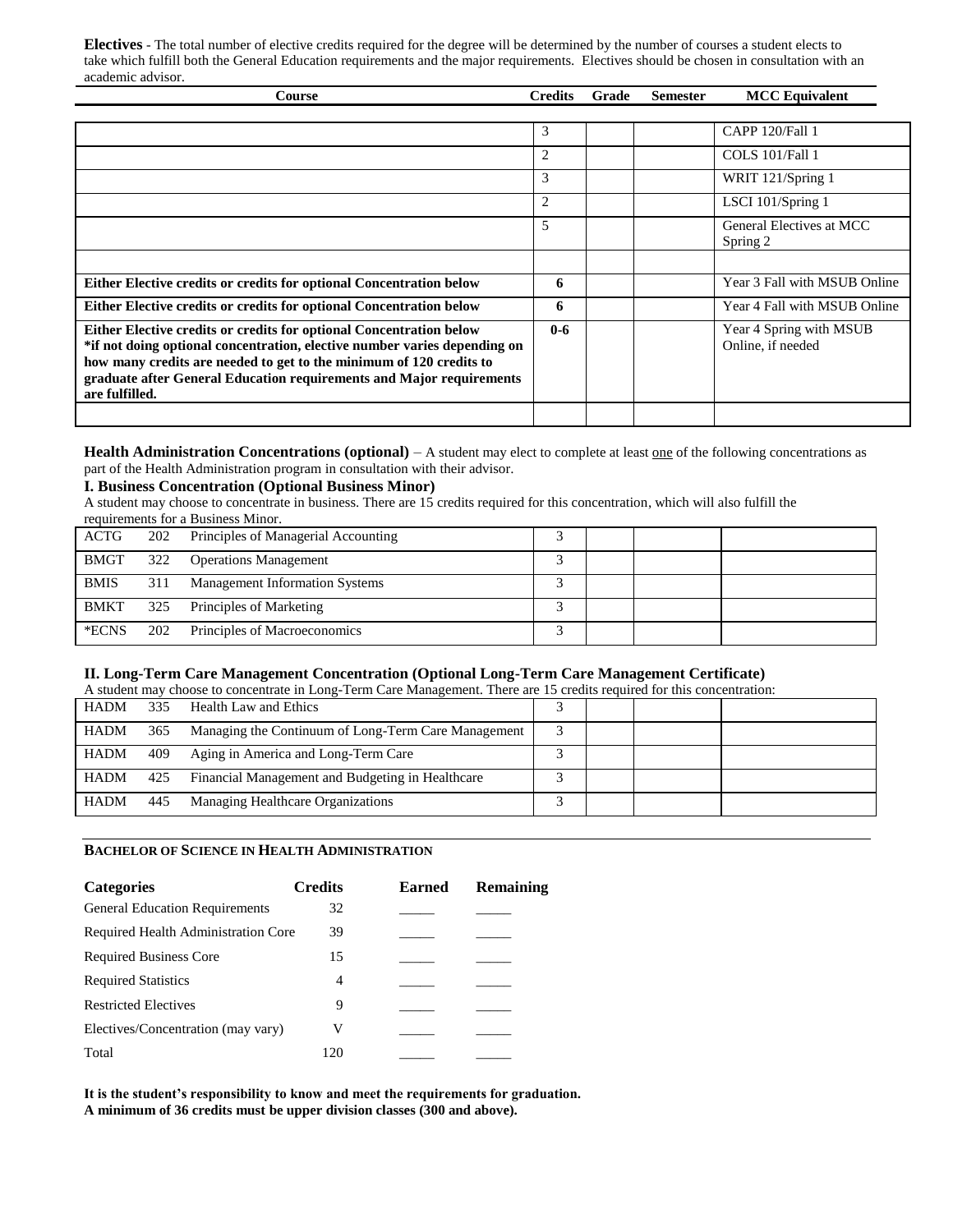**Electives** - The total number of elective credits required for the degree will be determined by the number of courses a student elects to take which fulfill both the General Education requirements and the major requirements. Electives should be chosen in consultation with an academic advisor.

| Course | Credits | Grade | Semester | MCC Equivalent |
|---|---|---|---|---|
| | 3 | | | CAPP 120/Fall 1 |
| | 2 | | | COLS 101/Fall 1 |
| | 3 | | | WRIT 121/Spring 1 |
| | 2 | | | LSCI 101/Spring 1 |
| | 5 | | | General Electives at MCC Spring 2 |
| | | | | |
| **Either Elective credits or credits for optional Concentration below** | **6** | | | Year 3 Fall with MSUB Online |
| **Either Elective credits or credits for optional Concentration below** | **6** | | | Year 4 Fall with MSUB Online |
| **Either Elective credits or credits for optional Concentration below *if not doing optional concentration, elective number varies depending on how many credits are needed to get to the minimum of 120 credits to graduate after General Education requirements and Major requirements are fulfilled.** | **0-6** | | | Year 4 Spring with MSUB Online, if needed |
| | | | | |

**Health Administration Concentrations (optional)** – A student may elect to complete at least one of the following concentrations as part of the Health Administration program in consultation with their advisor.

**I. Business Concentration (Optional Business Minor)**

A student may choose to concentrate in business. There are 15 credits required for this concentration, which will also fulfill the requirements for a Business Minor.

| Course | | | Credits | Grade | Semester | MCC Equivalent |
|---|---|---|---|---|---|---|
| ACTG | 202 | Principles of Managerial Accounting | 3 | | | |
| BMGT | 322 | Operations Management | 3 | | | |
| BMIS | 311 | Management Information Systems | 3 | | | |
| BMKT | 325 | Principles of Marketing | 3 | | | |
| *ECNS | 202 | Principles of Macroeconomics | 3 | | | |

**II. Long-Term Care Management Concentration (Optional Long-Term Care Management Certificate)**

A student may choose to concentrate in Long-Term Care Management. There are 15 credits required for this concentration:

| Course | | | Credits | Grade | Semester | MCC Equivalent |
|---|---|---|---|---|---|---|
| HADM | 335 | Health Law and Ethics | 3 | | | |
| HADM | 365 | Managing the Continuum of Long-Term Care Management | 3 | | | |
| HADM | 409 | Aging in America and Long-Term Care | 3 | | | |
| HADM | 425 | Financial Management and Budgeting in Healthcare | 3 | | | |
| HADM | 445 | Managing Healthcare Organizations | 3 | | | |

**BACHELOR OF SCIENCE IN HEALTH ADMINISTRATION**

| Categories | Credits | Earned | Remaining |
|---|---|---|---|
| General Education Requirements | 32 | _____ | _____ |
| Required Health Administration Core | 39 | _____ | _____ |
| Required Business Core | 15 | _____ | _____ |
| Required Statistics | 4 | _____ | _____ |
| Restricted Electives | 9 | _____ | _____ |
| Electives/Concentration (may vary) | V | _____ | _____ |
| Total | 120 | _____ | _____ |

**It is the student's responsibility to know and meet the requirements for graduation.**
**A minimum of 36 credits must be upper division classes (300 and above).**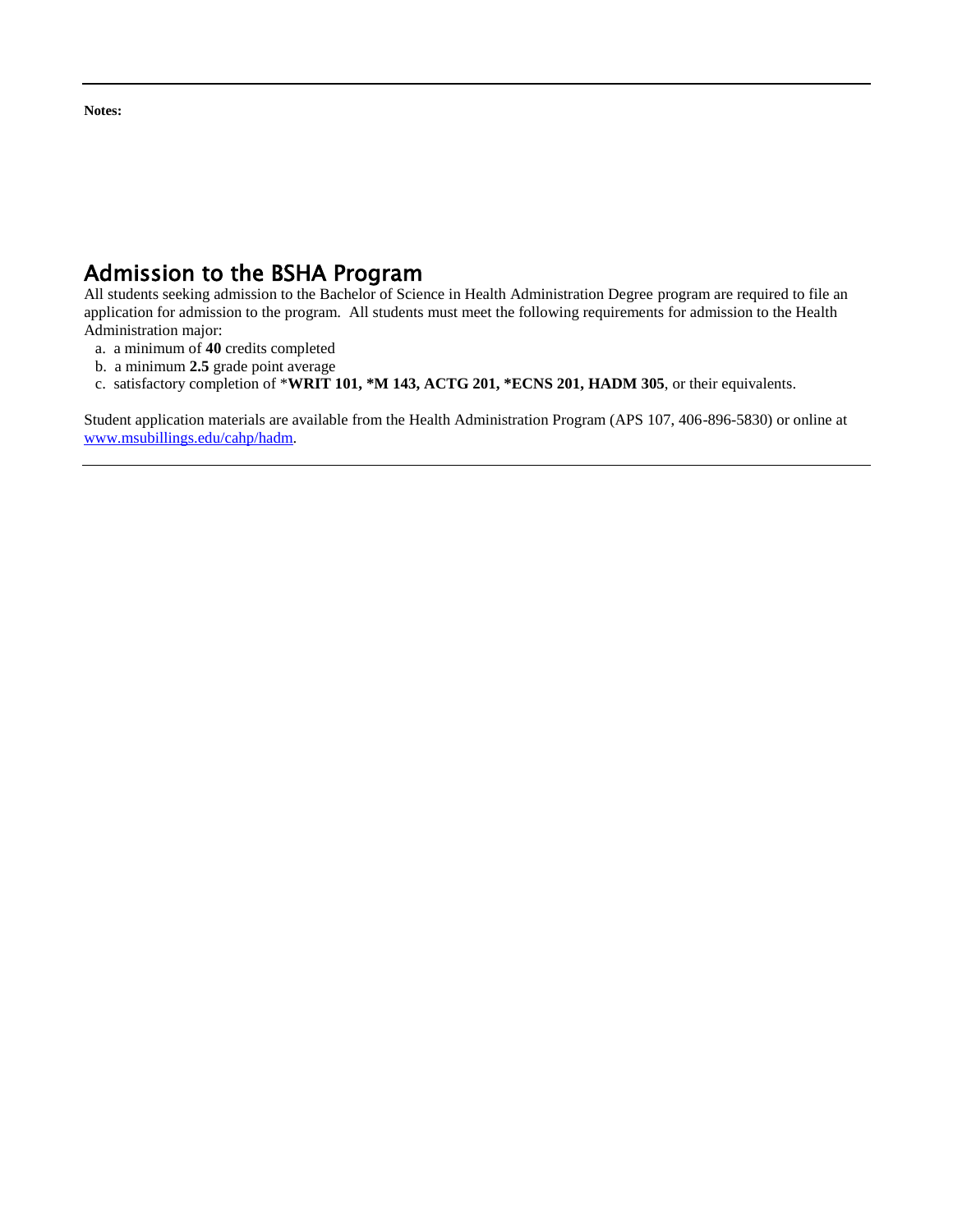**Notes:**

## Admission to the BSHA Program

All students seeking admission to the Bachelor of Science in Health Administration Degree program are required to file an application for admission to the program. All students must meet the following requirements for admission to the Health Administration major:

a. a minimum of **40** credits completed
b. a minimum **2.5** grade point average
c. satisfactory completion of ***WRIT 101, *M 143, ACTG 201, *ECNS 201, HADM 305**, or their equivalents.

Student application materials are available from the Health Administration Program (APS 107, 406-896-5830) or online at [www.msubillings.edu/cahp/hadm](http://www.msubillings.edu/cahp/hadm).